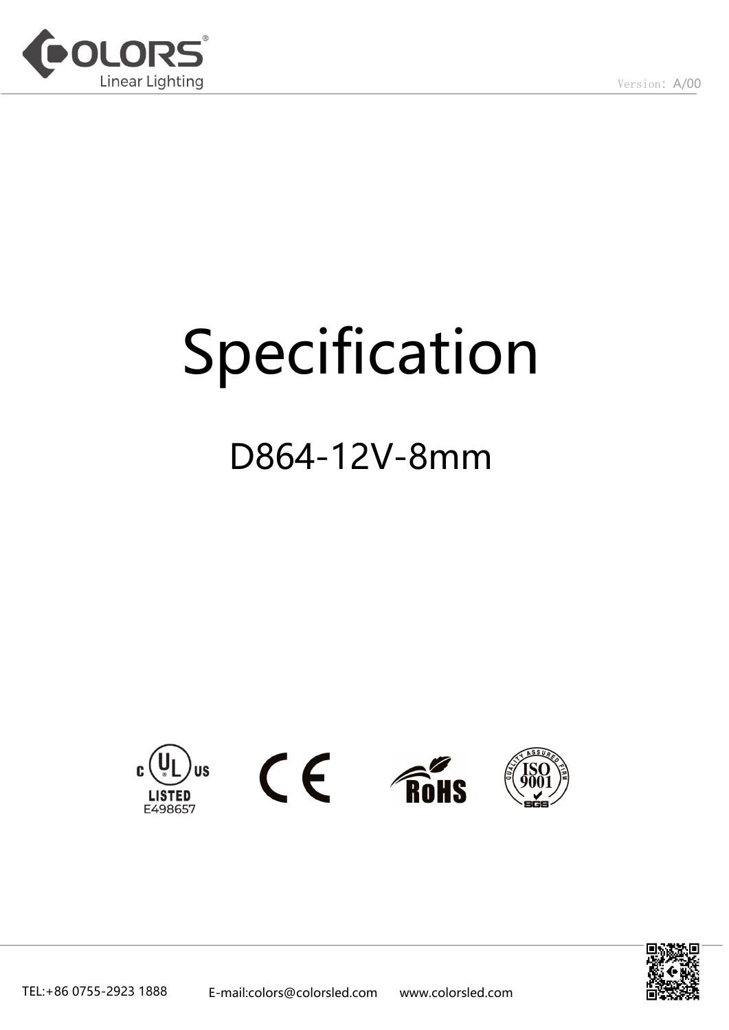# Specification

## D864-12V-8mm

LISTED
E498657

TEL:+86 0755-2923 1888 E-mail:colors@colorsled.com www.colorsled.com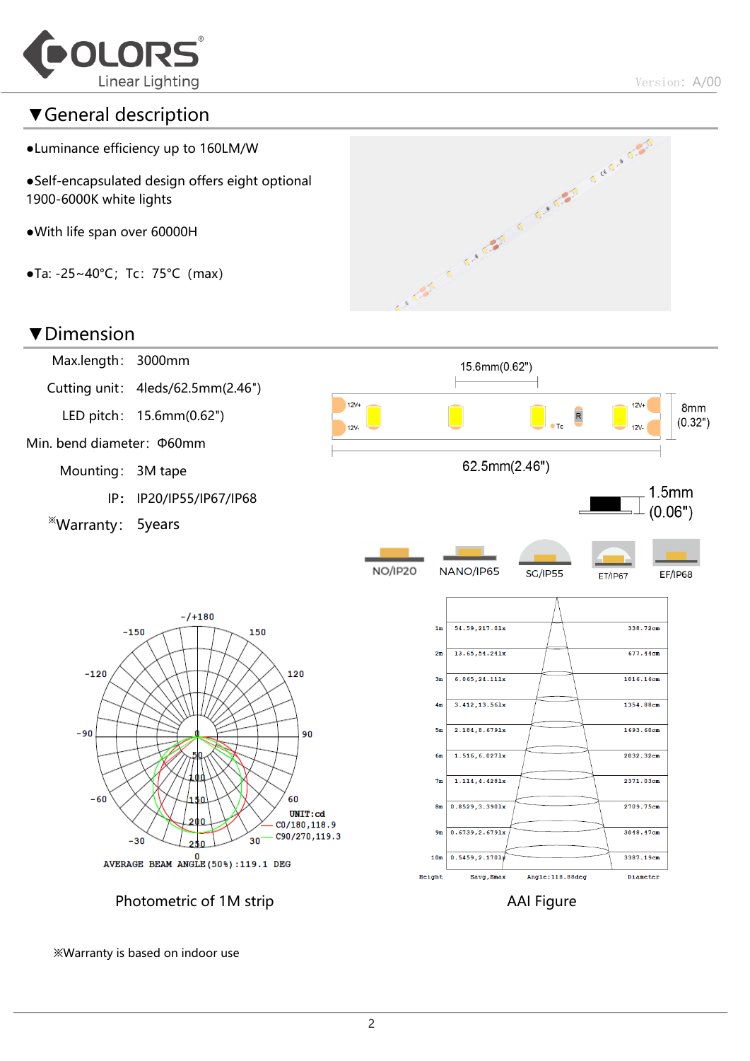## ▼General description

- Luminance efficiency up to 160LM/W
- Self-encapsulated design offers eight optional 1900-6000K white lights
- With life span over 60000H
- Ta: -25~40°C; Tc: 75°C (max)

## ▼Dimension

Max.length: 3000mm

Cutting unit: 4leds/62.5mm(2.46")

LED pitch: 15.6mm(0.62")

Min. bend diameter: Φ60mm

Mounting: 3M tape

IP: IP20/IP55/IP67/IP68

※Warranty: 5years

15.6mm(0.62")

8mm (0.32")

62.5mm(2.46")

1.5mm (0.06")

NO/IP20 NANO/IP65 SG/IP55 ET/IP67 EF/IP68

UNIT:cd
C0/180,118.9
C90/270,119.3

AVERAGE BEAM ANGLE(50%):119.1 DEG

Photometric of 1M strip

| Height | Eavg,Emax | Diameter |
|---|---|---|
| 1m | 54.59,217.01x | 338.72cm |
| 2m | 13.65,54.241x | 677.44cm |
| 3m | 6.065,24.111x | 1016.16cm |
| 4m | 3.412,13.561x | 1354.88cm |
| 5m | 2.184,8.6791x | 1693.60cm |
| 6m | 1.516,6.0271x | 2032.32cm |
| 7m | 1.114,4.4281x | 2371.03cm |
| 8m | 0.8529,3.3901x | 2709.75cm |
| 9m | 0.6739,2.6791x | 3048.47cm |
| 10m | 0.5459,2.1701x | 3387.19cm |

Angle:118.88deg

AAI Figure

※Warranty is based on indoor use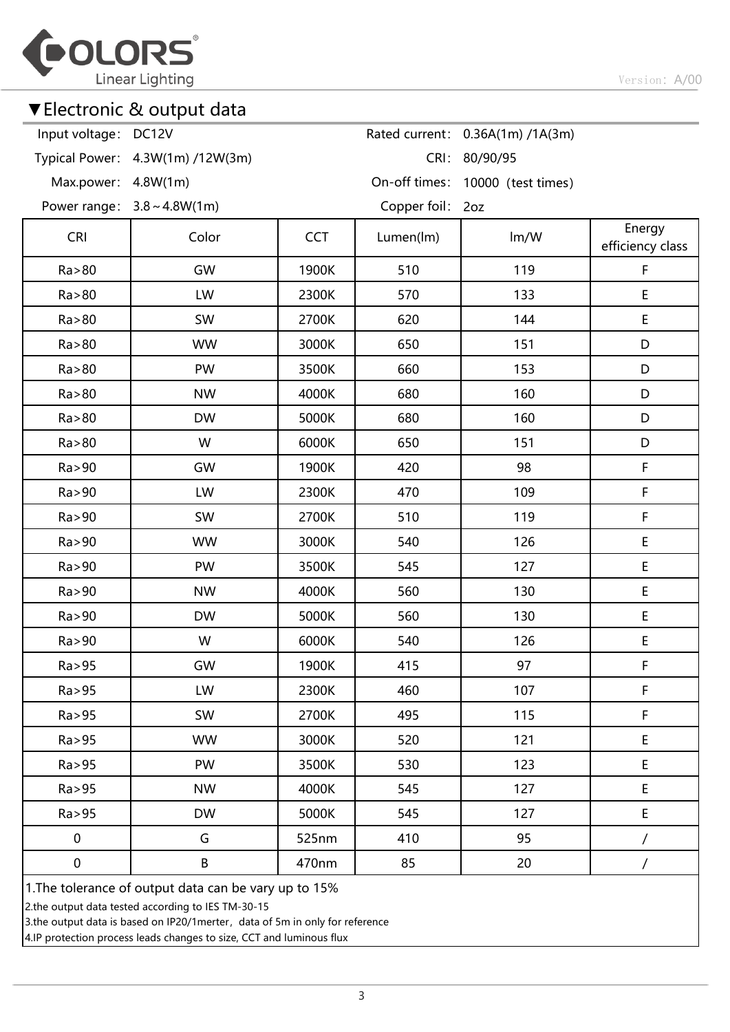## ▼Electronic & output data

| | | | |
|---|---|---|---|
| Input voltage: | DC12V | Rated current: | 0.36A(1m) /1A(3m) |
| Typical Power: | 4.3W(1m) /12W(3m) | CRI: | 80/90/95 |
| Max.power: | 4.8W(1m) | On-off times: | 10000（test times） |
| Power range: | 3.8～4.8W(1m) | Copper foil: | 2oz |

| CRI | Color | CCT | Lumen(lm) | lm/W | Energy efficiency class |
|---|---|---|---|---|---|
| Ra>80 | GW | 1900K | 510 | 119 | F |
| Ra>80 | LW | 2300K | 570 | 133 | E |
| Ra>80 | SW | 2700K | 620 | 144 | E |
| Ra>80 | WW | 3000K | 650 | 151 | D |
| Ra>80 | PW | 3500K | 660 | 153 | D |
| Ra>80 | NW | 4000K | 680 | 160 | D |
| Ra>80 | DW | 5000K | 680 | 160 | D |
| Ra>80 | W | 6000K | 650 | 151 | D |
| Ra>90 | GW | 1900K | 420 | 98 | F |
| Ra>90 | LW | 2300K | 470 | 109 | F |
| Ra>90 | SW | 2700K | 510 | 119 | F |
| Ra>90 | WW | 3000K | 540 | 126 | E |
| Ra>90 | PW | 3500K | 545 | 127 | E |
| Ra>90 | NW | 4000K | 560 | 130 | E |
| Ra>90 | DW | 5000K | 560 | 130 | E |
| Ra>90 | W | 6000K | 540 | 126 | E |
| Ra>95 | GW | 1900K | 415 | 97 | F |
| Ra>95 | LW | 2300K | 460 | 107 | F |
| Ra>95 | SW | 2700K | 495 | 115 | F |
| Ra>95 | WW | 3000K | 520 | 121 | E |
| Ra>95 | PW | 3500K | 530 | 123 | E |
| Ra>95 | NW | 4000K | 545 | 127 | E |
| Ra>95 | DW | 5000K | 545 | 127 | E |
| 0 | G | 525nm | 410 | 95 | / |
| 0 | B | 470nm | 85 | 20 | / |

1.The tolerance of output data can be vary up to 15%
2.the output data tested according to IES TM-30-15
3.the output data is based on IP20/1merter，data of 5m in only for reference
4.IP protection process leads changes to size, CCT and luminous flux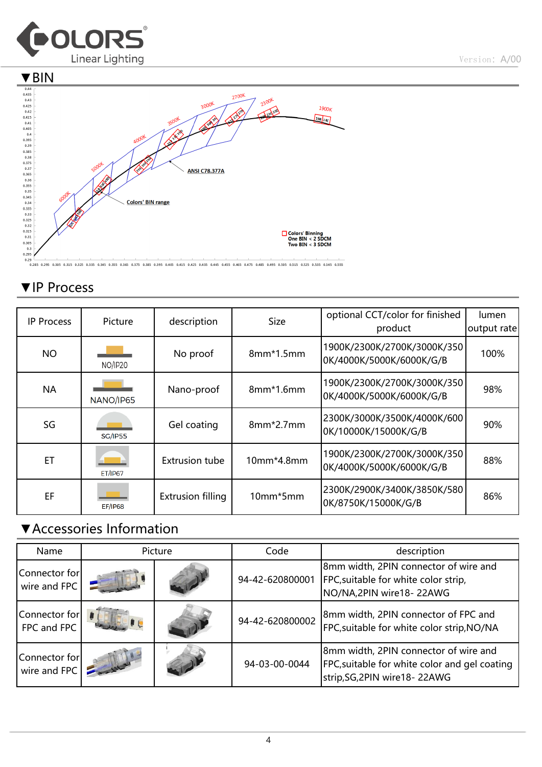## ▼BIN

## ▼IP Process

| IP Process | Picture | description | Size | optional CCT/color for finished product | lumen output rate |
|---|---|---|---|---|---|
| NO | NO/IP20 | No proof | 8mm*1.5mm | 1900K/2300K/2700K/3000K/3500K/4000K/5000K/6000K/G/B | 100% |
| NA | NANO/IP65 | Nano-proof | 8mm*1.6mm | 1900K/2300K/2700K/3000K/3500K/4000K/5000K/6000K/G/B | 98% |
| SG | SG/IP55 | Gel coating | 8mm*2.7mm | 2300K/3000K/3500K/4000K/6000K/10000K/15000K/G/B | 90% |
| ET | ET/IP67 | Extrusion tube | 10mm*4.8mm | 1900K/2300K/2700K/3000K/3500K/4000K/5000K/6000K/G/B | 88% |
| EF | EF/IP68 | Extrusion filling | 10mm*5mm | 2300K/2900K/3400K/3850K/5800K/8750K/15000K/G/B | 86% |

## ▼Accessories Information

| Name | Picture | | Code | description |
|---|---|---|---|---|
| Connector for wire and FPC | | | 94-42-620800001 | 8mm width, 2PIN connector of wire and FPC,suitable for white color strip, NO/NA,2PIN wire18- 22AWG |
| Connector for FPC and FPC | | | 94-42-620800002 | 8mm width, 2PIN connector of FPC and FPC,suitable for white color strip,NO/NA |
| Connector for wire and FPC | | | 94-03-00-0044 | 8mm width, 2PIN connector of wire and FPC,suitable for white color and gel coating strip,SG,2PIN wire18- 22AWG |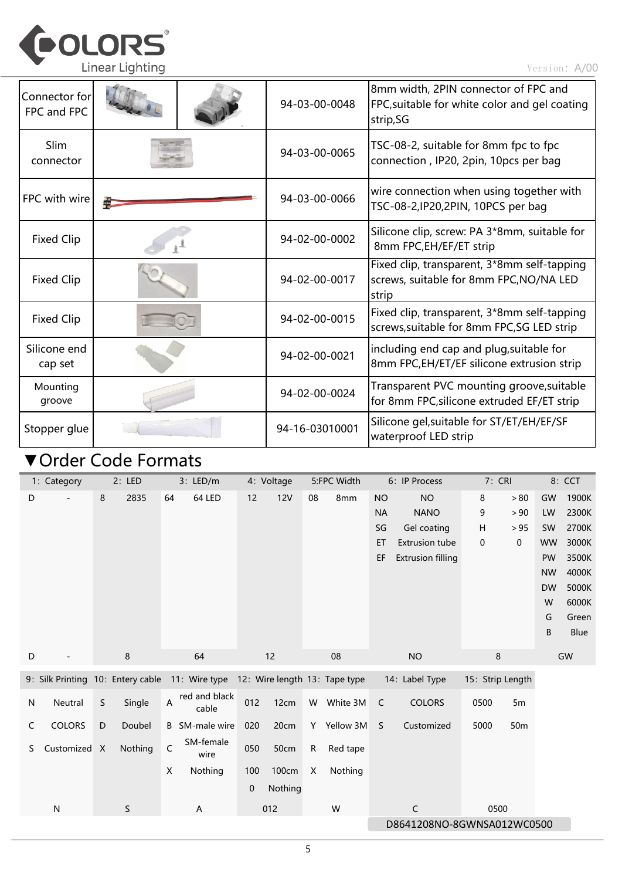| | | | | |
|---|---|---|---|---|
| Connector for FPC and FPC | | | 94-03-00-0048 | 8mm width, 2PIN connector of FPC and FPC,suitable for white color and gel coating strip,SG |
| Slim connector | | | 94-03-00-0065 | TSC-08-2, suitable for 8mm fpc to fpc connection , IP20, 2pin, 10pcs per bag |
| FPC with wire | | | 94-03-00-0066 | wire connection when using together with TSC-08-2,IP20,2PIN, 10PCS per bag |
| Fixed Clip | | | 94-02-00-0002 | Silicone clip, screw: PA 3*8mm, suitable for 8mm FPC,EH/EF/ET strip |
| Fixed Clip | | | 94-02-00-0017 | Fixed clip, transparent, 3*8mm self-tapping screws, suitable for 8mm FPC,NO/NA LED strip |
| Fixed Clip | | | 94-02-00-0015 | Fixed clip, transparent, 3*8mm self-tapping screws,suitable for 8mm FPC,SG LED strip |
| Silicone end cap set | | | 94-02-00-0021 | including end cap and plug,suitable for 8mm FPC,EH/ET/EF silicone extrusion strip |
| Mounting groove | | | 94-02-00-0024 | Transparent PVC mounting groove,suitable for 8mm FPC,silicone extruded EF/ET strip |
| Stopper glue | | | 94-16-03010001 | Silicone gel,suitable for ST/ET/EH/EF/SF waterproof LED strip |

## ▼Order Code Formats

| 1: Category | | 2: LED | | 3: LED/m | | 4: Voltage | | 5:FPC Width | | 6: IP Process | | 7: CRI | | 8: CCT | |
|---|---|---|---|---|---|---|---|---|---|---|---|---|---|---|---|
| D | - | 8 | 2835 | 64 | 64 LED | 12 | 12V | 08 | 8mm | NO | NO | 8 | ＞80 | GW | 1900K |
| | | | | | | | | | | NA | NANO | 9 | ＞90 | LW | 2300K |
| | | | | | | | | | | SG | Gel coating | H | ＞95 | SW | 2700K |
| | | | | | | | | | | ET | Extrusion tube | 0 | 0 | WW | 3000K |
| | | | | | | | | | | EF | Extrusion filling | | | PW | 3500K |
| | | | | | | | | | | | | | | NW | 4000K |
| | | | | | | | | | | | | | | DW | 5000K |
| | | | | | | | | | | | | | | W | 6000K |
| | | | | | | | | | | | | | | G | Green |
| | | | | | | | | | | | | | | B | Blue |
| D | - | 8 | | 64 | | 12 | | 08 | | NO | | 8 | | GW | |

| 9: Silk Printing | | 10: Entery cable | | 11: Wire type | | 12: Wire length | | 13: Tape type | | 14: Label Type | | 15: Strip Length | |
|---|---|---|---|---|---|---|---|---|---|---|---|---|---|
| N | Neutral | S | Single | A | red and black cable | 012 | 12cm | W | White 3M | C | COLORS | 0500 | 5m |
| C | COLORS | D | Doubel | B | SM-male wire | 020 | 20cm | Y | Yellow 3M | S | Customized | 5000 | 50m |
| S | Customized | X | Nothing | C | SM-female wire | 050 | 50cm | R | Red tape | | | | |
| | | | | X | Nothing | 100 | 100cm | X | Nothing | | | | |
| | | | | | | 0 | Nothing | | | | | | |
| N | | S | | A | | 012 | | W | | C | | 0500 | |

D8641208NO-8GWNSA012WC0500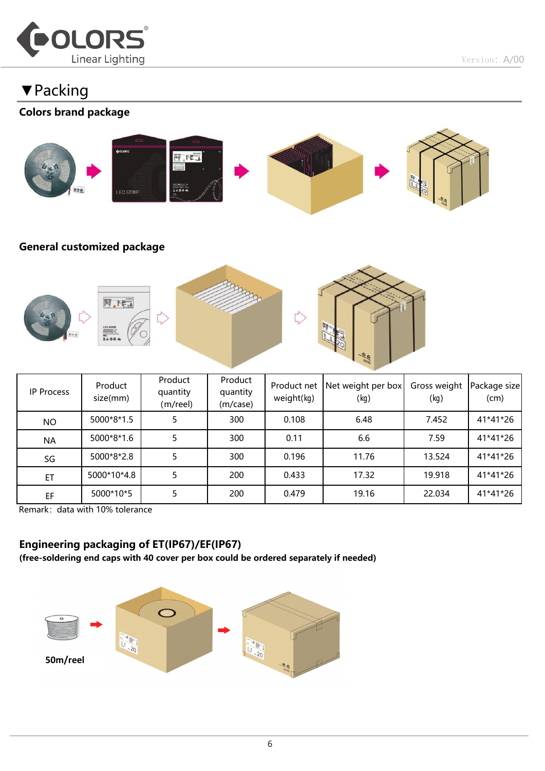# ▼Packing

## Colors brand package

## General customized package

| IP Process | Product size(mm) | Product quantity (m/reel) | Product quantity (m/case) | Product net weight(kg) | Net weight per box (kg) | Gross weight (kg) | Package size (cm) |
|---|---|---|---|---|---|---|---|
| NO | 5000*8*1.5 | 5 | 300 | 0.108 | 6.48 | 7.452 | 41*41*26 |
| NA | 5000*8*1.6 | 5 | 300 | 0.11 | 6.6 | 7.59 | 41*41*26 |
| SG | 5000*8*2.8 | 5 | 300 | 0.196 | 11.76 | 13.524 | 41*41*26 |
| ET | 5000*10*4.8 | 5 | 200 | 0.433 | 17.32 | 19.918 | 41*41*26 |
| EF | 5000*10*5 | 5 | 200 | 0.479 | 19.16 | 22.034 | 41*41*26 |

Remark：data with 10% tolerance

## Engineering packaging of ET(IP67)/EF(IP67)

**(free-soldering end caps with 40 cover per box could be ordered separately if needed)**

**50m/reel**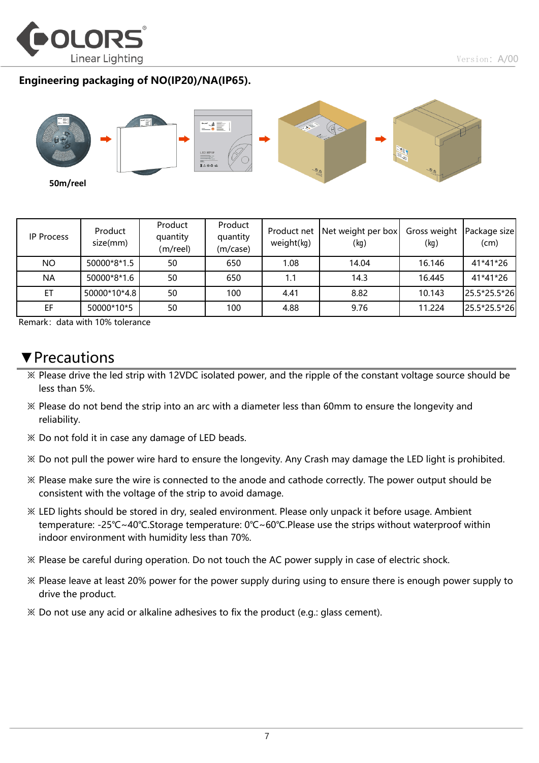## Engineering packaging of NO(IP20)/NA(IP65).

50m/reel

| IP Process | Product size(mm) | Product quantity (m/reel) | Product quantity (m/case) | Product net weight(kg) | Net weight per box (kg) | Gross weight (kg) | Package size (cm) |
|---|---|---|---|---|---|---|---|
| NO | 50000*8*1.5 | 50 | 650 | 1.08 | 14.04 | 16.146 | 41*41*26 |
| NA | 50000*8*1.6 | 50 | 650 | 1.1 | 14.3 | 16.445 | 41*41*26 |
| ET | 50000*10*4.8 | 50 | 100 | 4.41 | 8.82 | 10.143 | 25.5*25.5*26 |
| EF | 50000*10*5 | 50 | 100 | 4.88 | 9.76 | 11.224 | 25.5*25.5*26 |

Remark：data with 10% tolerance

## ▼Precautions

※ Please drive the led strip with 12VDC isolated power, and the ripple of the constant voltage source should be less than 5%.

※ Please do not bend the strip into an arc with a diameter less than 60mm to ensure the longevity and reliability.

※ Do not fold it in case any damage of LED beads.

※ Do not pull the power wire hard to ensure the longevity. Any Crash may damage the LED light is prohibited.

※ Please make sure the wire is connected to the anode and cathode correctly. The power output should be consistent with the voltage of the strip to avoid damage.

※ LED lights should be stored in dry, sealed environment. Please only unpack it before usage. Ambient temperature: -25℃~40℃.Storage temperature: 0℃~60℃.Please use the strips without waterproof within indoor environment with humidity less than 70%.

※ Please be careful during operation. Do not touch the AC power supply in case of electric shock.

※ Please leave at least 20% power for the power supply during using to ensure there is enough power supply to drive the product.

※ Do not use any acid or alkaline adhesives to fix the product (e.g.: glass cement).